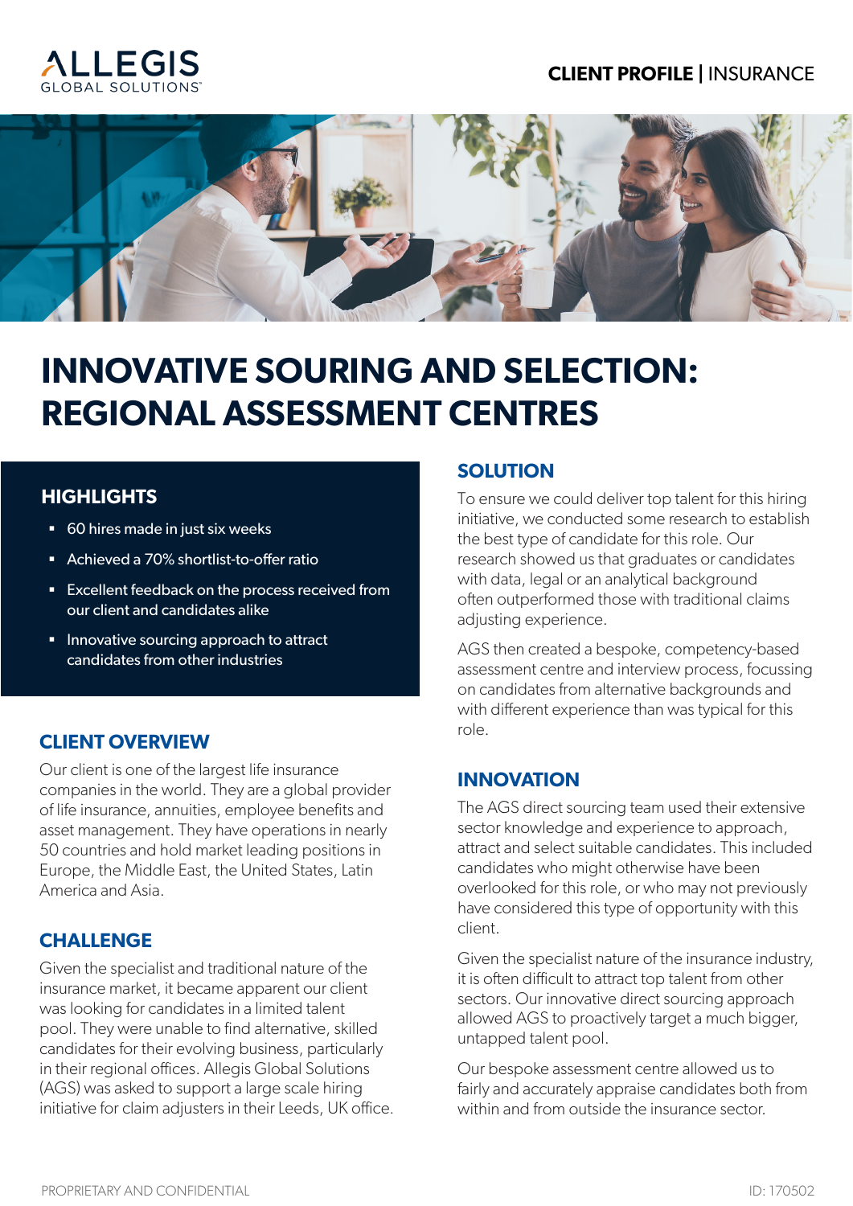CLIENT PROFILE | INSURANCE

# INNOVATIVE SOURING AND SELECTION: REGIONAL ASSESSMENT CENTRES

## HIGHLIGHTS

- 60 hires made in just six weeks
- Achieved a 70% shortlist-to-offer ratio
- Excellent feedback on the process received from our client and candidates alike
- Innovative sourcing approach to attract candidates from other industries

## CLIENT OVERVIEW

Our client is one of the largest life insurance companies in the world. They are a global provider of life insurance, annuities, employee benefits and asset management. They have operations in nearly 50 countries and hold market leading positions in Europe, the Middle East, the United States, Latin America and Asia.

## CHALLENGE

Given the specialist and traditional nature of the insurance market, it became apparent our client was looking for candidates in a limited talent pool. They were unable to find alternative, skilled candidates for their evolving business, particularly in their regional offices. Allegis Global Solutions (AGS) was asked to support a large scale hiring initiative for claim adjusters in their Leeds, UK office.

## SOLUTION

To ensure we could deliver top talent for this hiring initiative, we conducted some research to establish the best type of candidate for this role. Our research showed us that graduates or candidates with data, legal or an analytical background often outperformed those with traditional claims adjusting experience.

AGS then created a bespoke, competency-based assessment centre and interview process, focussing on candidates from alternative backgrounds and with different experience than was typical for this role.

## INNOVATION

The AGS direct sourcing team used their extensive sector knowledge and experience to approach, attract and select suitable candidates. This included candidates who might otherwise have been overlooked for this role, or who may not previously have considered this type of opportunity with this client.

Given the specialist nature of the insurance industry, it is often difficult to attract top talent from other sectors. Our innovative direct sourcing approach allowed AGS to proactively target a much bigger, untapped talent pool.

Our bespoke assessment centre allowed us to fairly and accurately appraise candidates both from within and from outside the insurance sector.

PROPRIETARY AND CONFIDENTIAL

ID: 170502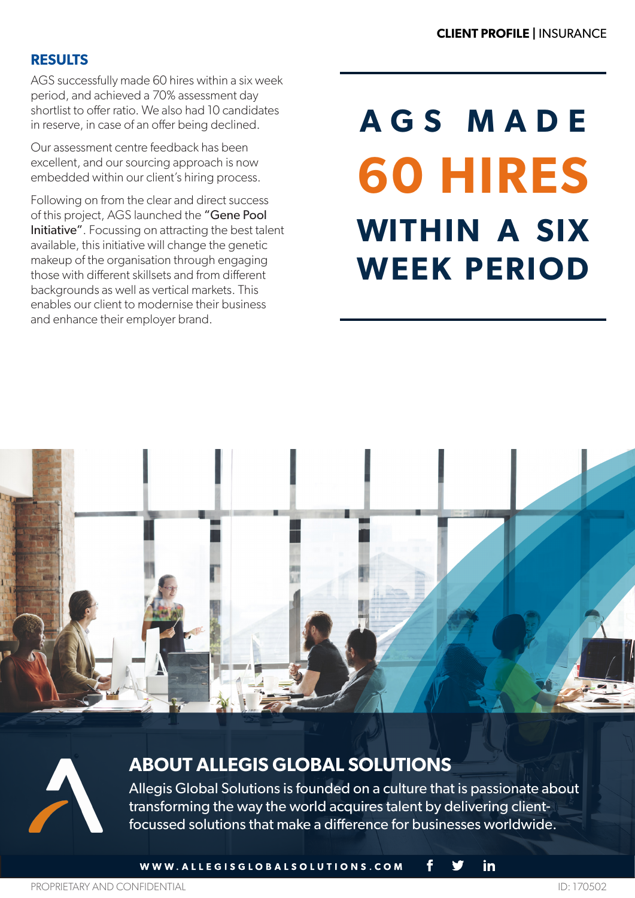## RESULTS

AGS successfully made 60 hires within a six week period, and achieved a 70% assessment day shortlist to offer ratio. We also had 10 candidates in reserve, in case of an offer being declined.

Our assessment centre feedback has been excellent, and our sourcing approach is now embedded within our client's hiring process.

Following on from the clear and direct success of this project, AGS launched the "Gene Pool Initiative". Focussing on attracting the best talent available, this initiative will change the genetic makeup of the organisation through engaging those with different skillsets and from different backgrounds as well as vertical markets. This enables our client to modernise their business and enhance their employer brand.

**AGS MADE 60 HIRES WITHIN A SIX WEEK PERIOD**

## ABOUT ALLEGIS GLOBAL SOLUTIONS

Allegis Global Solutions is founded on a culture that is passionate about transforming the way the world acquires talent by delivering client-focussed solutions that make a difference for businesses worldwide.

WWW.ALLEGISGLOBALSOLUTIONS.COM

PROPRIETARY AND CONFIDENTIAL

ID: 170502